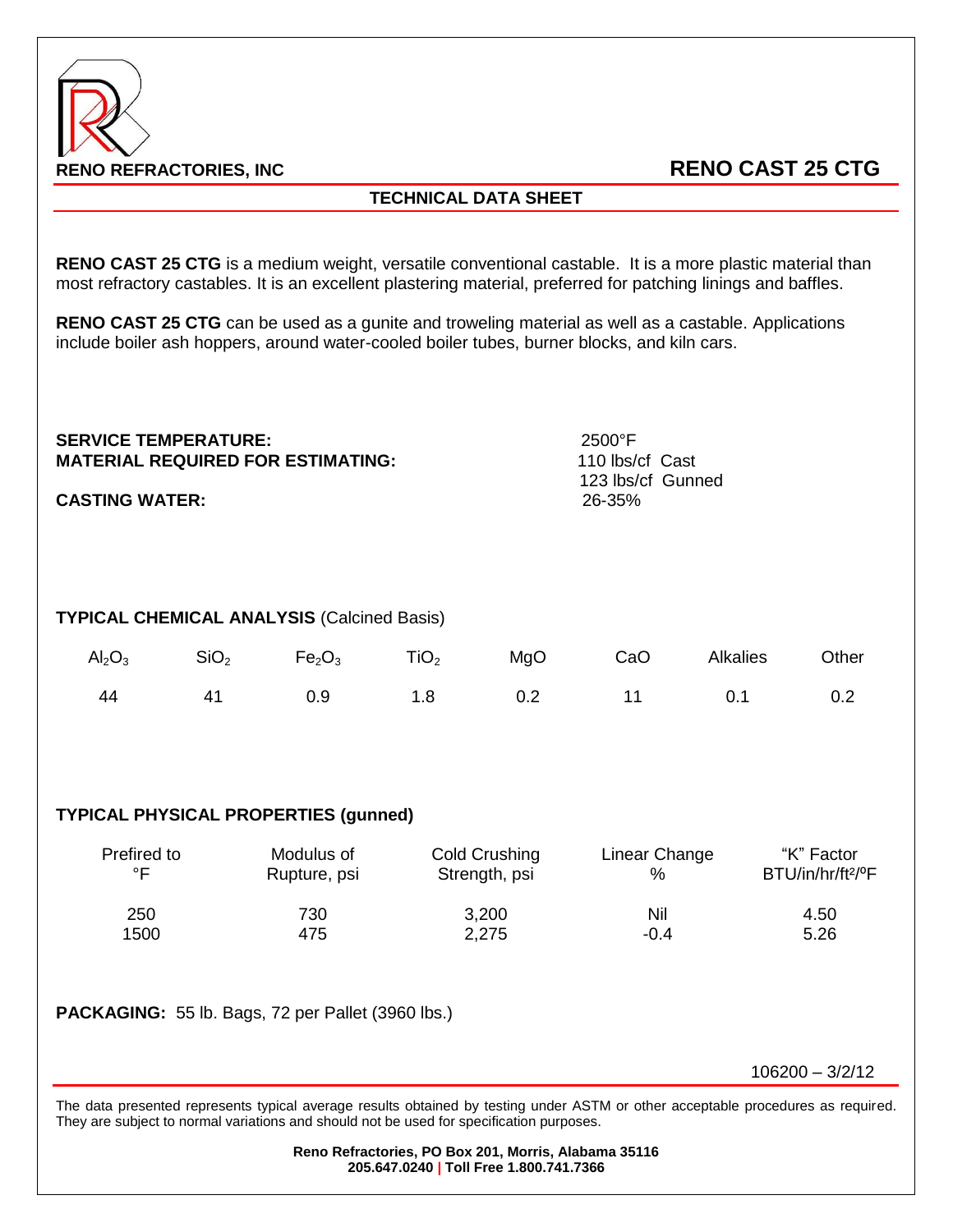**RENO REFRACTORIES, INC**

# RENO CAST 25 CTG

## TECHNICAL DATA SHEET

**RENO CAST 25 CTG** is a medium weight, versatile conventional castable. It is a more plastic material than most refractory castables. It is an excellent plastering material, preferred for patching linings and baffles.

**RENO CAST 25 CTG** can be used as a gunite and troweling material as well as a castable. Applications include boiler ash hoppers, around water-cooled boiler tubes, burner blocks, and kiln cars.

**SERVICE TEMPERATURE:** 2500°F

**MATERIAL REQUIRED FOR ESTIMATING:** 110 lbs/cf Cast
123 lbs/cf Gunned

**CASTING WATER:** 26-35%

**TYPICAL CHEMICAL ANALYSIS** (Calcined Basis)

| $Al_2O_3$ | $SiO_2$ | $Fe_2O_3$ | $TiO_2$ | MgO | CaO | Alkalies | Other |
|---|---|---|---|---|---|---|---|
| 44 | 41 | 0.9 | 1.8 | 0.2 | 11 | 0.1 | 0.2 |

**TYPICAL PHYSICAL PROPERTIES (gunned)**

| Prefired to °F | Modulus of Rupture, psi | Cold Crushing Strength, psi | Linear Change % | "K" Factor BTU/in/hr/ft²/ºF |
|---|---|---|---|---|
| 250 | 730 | 3,200 | Nil | 4.50 |
| 1500 | 475 | 2,275 | -0.4 | 5.26 |

**PACKAGING:** 55 lb. Bags, 72 per Pallet (3960 lbs.)

106200 – 3/2/12

The data presented represents typical average results obtained by testing under ASTM or other acceptable procedures as required. They are subject to normal variations and should not be used for specification purposes.

**Reno Refractories, PO Box 201, Morris, Alabama 35116**
**205.647.0240 | Toll Free 1.800.741.7366**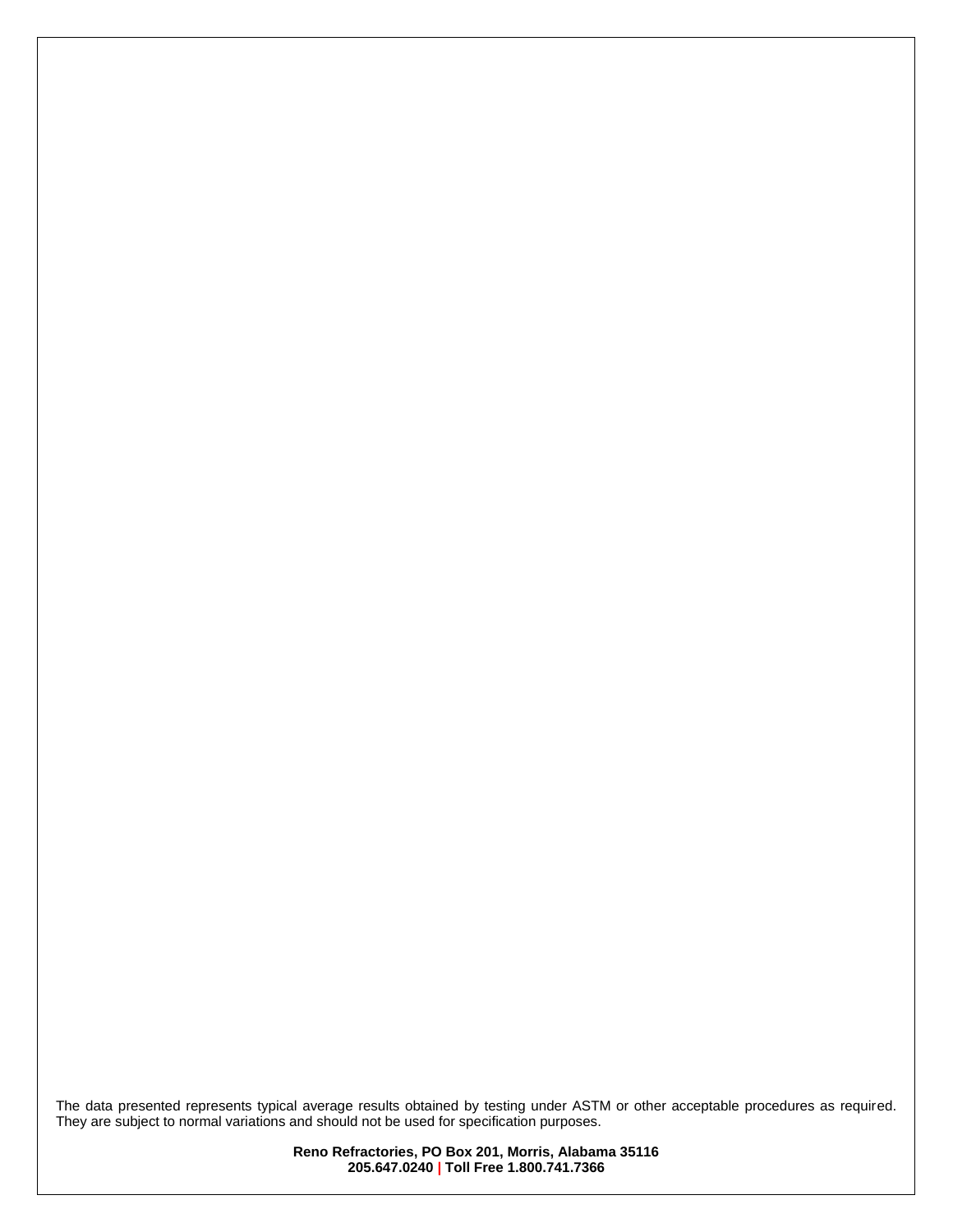The data presented represents typical average results obtained by testing under ASTM or other acceptable procedures as required. They are subject to normal variations and should not be used for specification purposes.

**Reno Refractories, PO Box 201, Morris, Alabama 35116**
**205.647.0240 | Toll Free 1.800.741.7366**